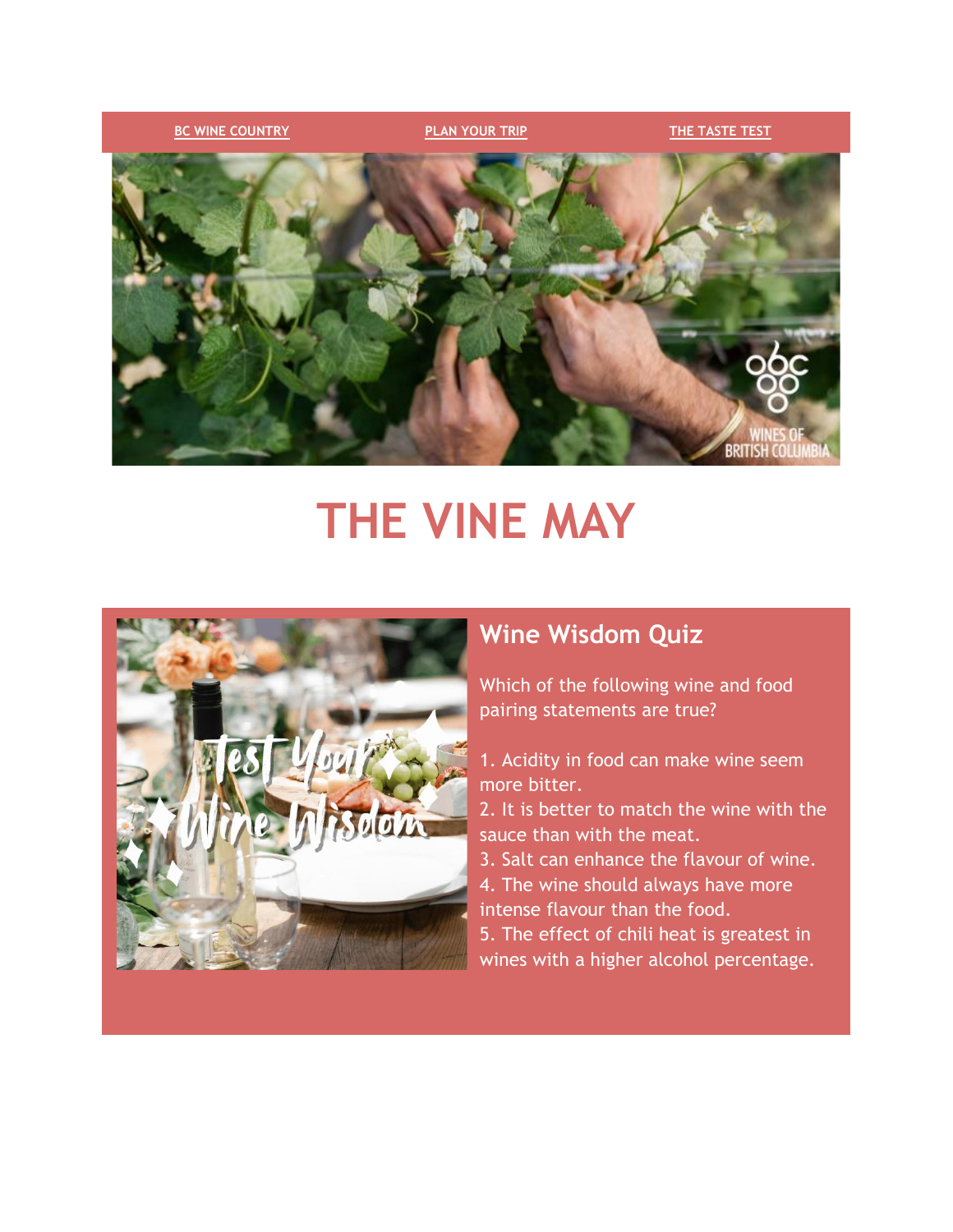BC WINE COUNTRY | PLAN YOUR TRIP | THE TASTE TEST

# THE VINE MAY

## Wine Wisdom Quiz

Which of the following wine and food pairing statements are true?

1. Acidity in food can make wine seem more bitter.
2. It is better to match the wine with the sauce than with the meat.
3. Salt can enhance the flavour of wine.
4. The wine should always have more intense flavour than the food.
5. The effect of chili heat is greatest in wines with a higher alcohol percentage.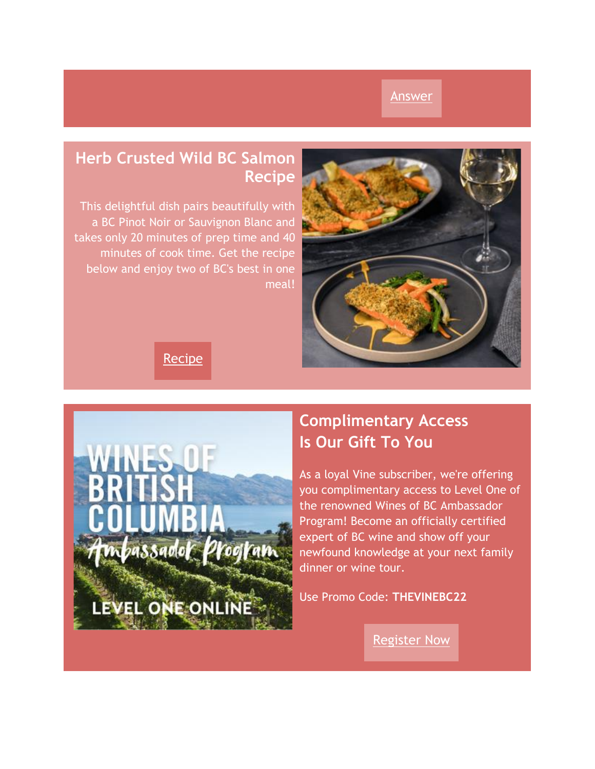Answer

## Herb Crusted Wild BC Salmon Recipe

This delightful dish pairs beautifully with a BC Pinot Noir or Sauvignon Blanc and takes only 20 minutes of prep time and 40 minutes of cook time. Get the recipe below and enjoy two of BC's best in one meal!

Recipe

## Complimentary Access Is Our Gift To You

As a loyal Vine subscriber, we're offering you complimentary access to Level One of the renowned Wines of BC Ambassador Program! Become an officially certified expert of BC wine and show off your newfound knowledge at your next family dinner or wine tour.

Use Promo Code: **THEVINEBC22**

Register Now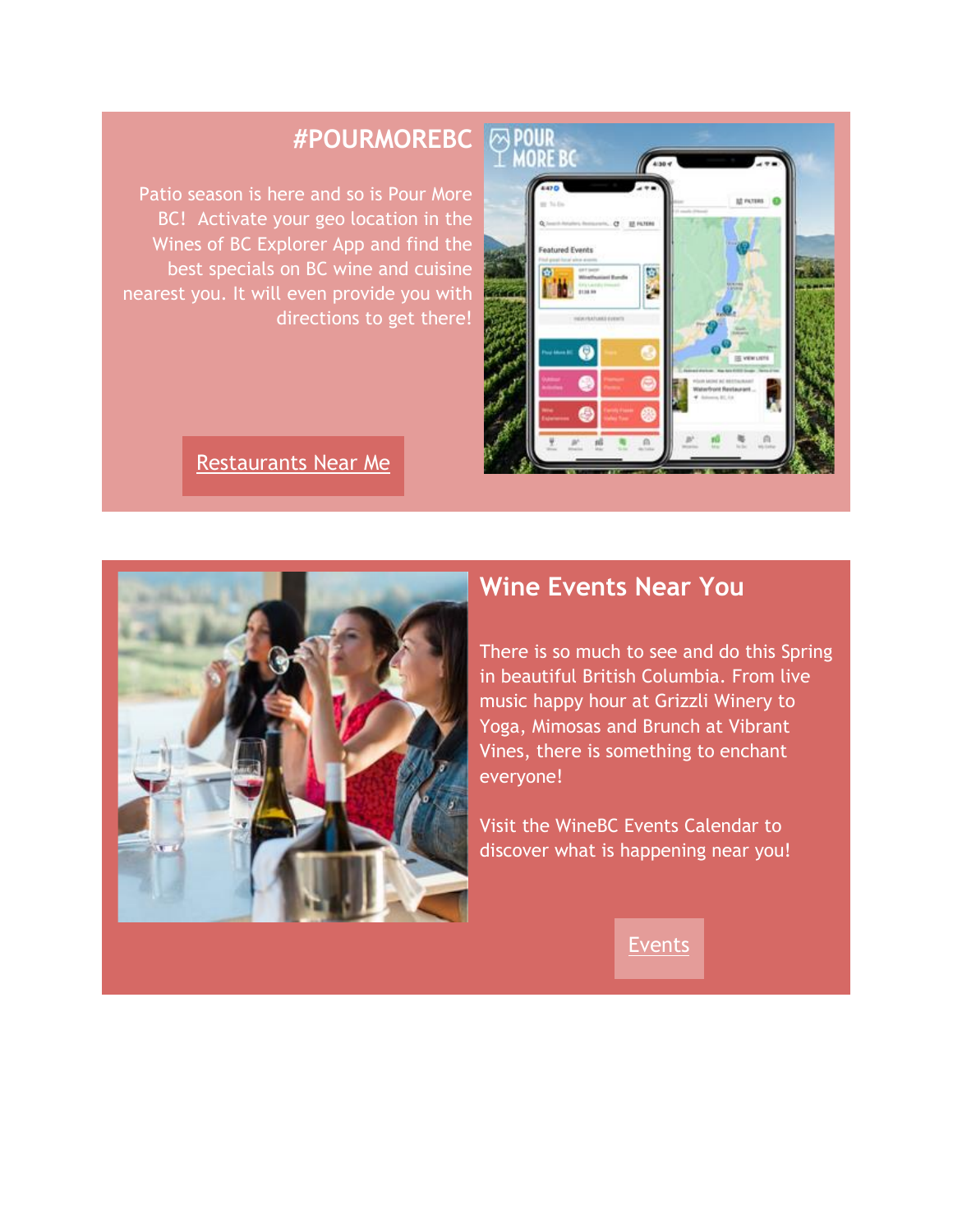## #POURMOREBC

Patio season is here and so is Pour More BC! Activate your geo location in the Wines of BC Explorer App and find the best specials on BC wine and cuisine nearest you. It will even provide you with directions to get there!

Restaurants Near Me

## Wine Events Near You

There is so much to see and do this Spring in beautiful British Columbia. From live music happy hour at Grizzli Winery to Yoga, Mimosas and Brunch at Vibrant Vines, there is something to enchant everyone!

Visit the WineBC Events Calendar to discover what is happening near you!

Events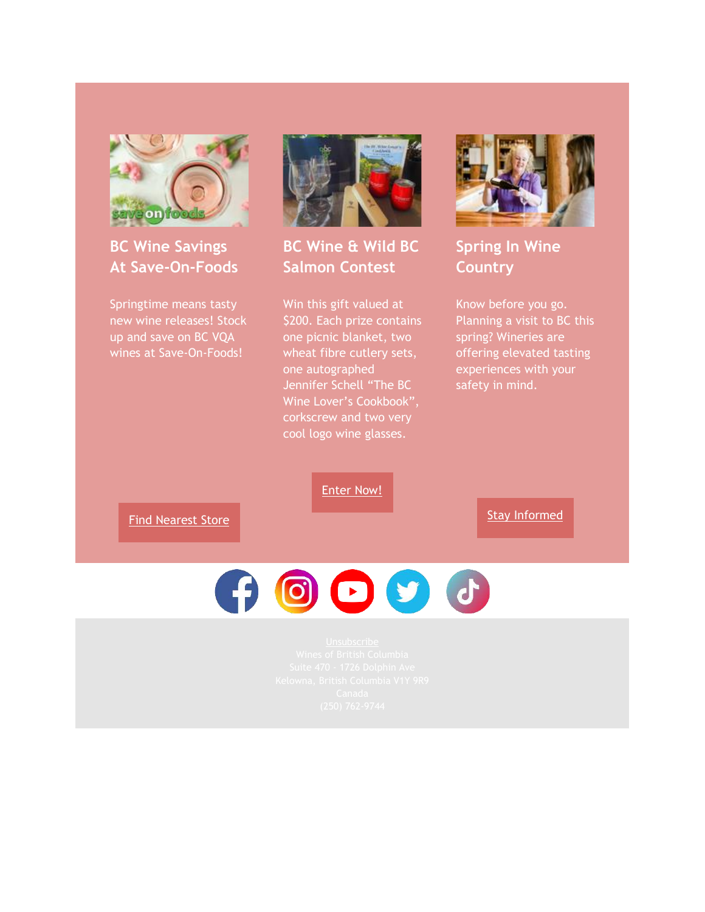## BC Wine Savings At Save-On-Foods

Springtime means tasty new wine releases! Stock up and save on BC VQA wines at Save-On-Foods!

Find Nearest Store

## BC Wine & Wild BC Salmon Contest

Win this gift valued at $200. Each prize contains one picnic blanket, two wheat fibre cutlery sets, one autographed Jennifer Schell "The BC Wine Lover's Cookbook", corkscrew and two very cool logo wine glasses.

Enter Now!

## Spring In Wine Country

Know before you go. Planning a visit to BC this spring? Wineries are offering elevated tasting experiences with your safety in mind.

Stay Informed

Unsubscribe
Wines of British Columbia
Suite 470 - 1726 Dolphin Ave
Kelowna, British Columbia V1Y 9R9
Canada
(250) 762-9744